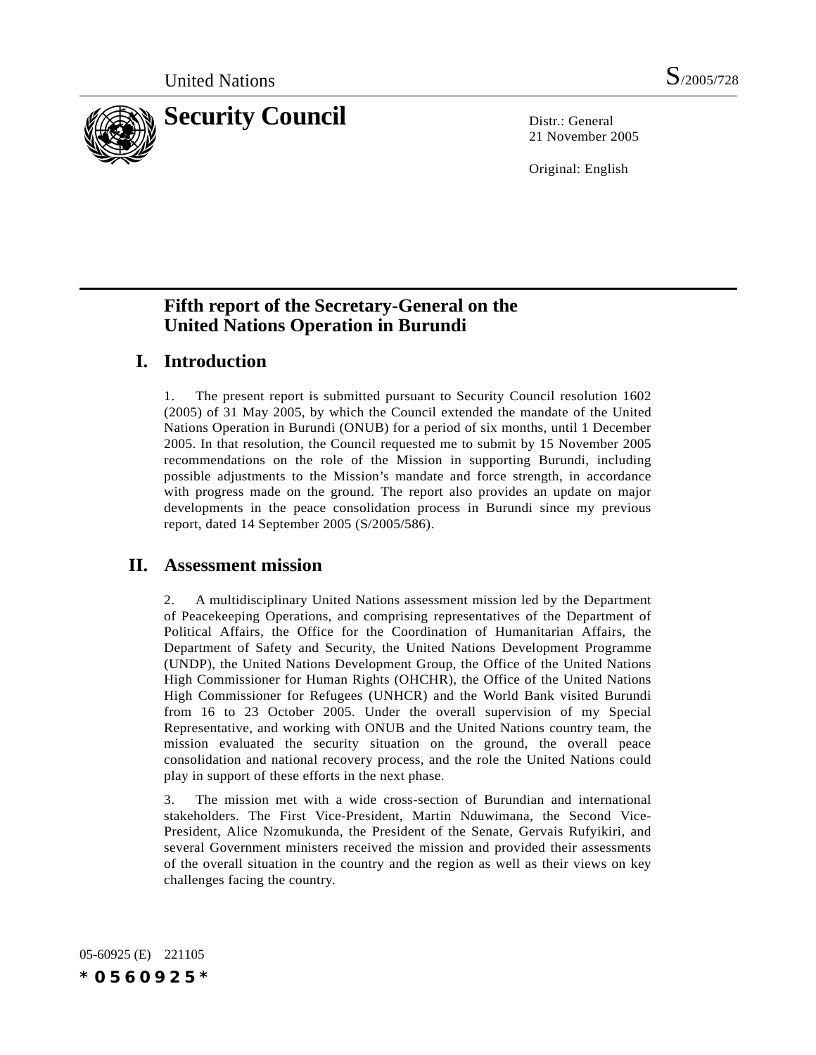United Nations S/2005/728

# Security Council

Distr.: General
21 November 2005

Original: English

## Fifth report of the Secretary-General on the United Nations Operation in Burundi

## I. Introduction

1. The present report is submitted pursuant to Security Council resolution 1602 (2005) of 31 May 2005, by which the Council extended the mandate of the United Nations Operation in Burundi (ONUB) for a period of six months, until 1 December 2005. In that resolution, the Council requested me to submit by 15 November 2005 recommendations on the role of the Mission in supporting Burundi, including possible adjustments to the Mission's mandate and force strength, in accordance with progress made on the ground. The report also provides an update on major developments in the peace consolidation process in Burundi since my previous report, dated 14 September 2005 (S/2005/586).

## II. Assessment mission

2. A multidisciplinary United Nations assessment mission led by the Department of Peacekeeping Operations, and comprising representatives of the Department of Political Affairs, the Office for the Coordination of Humanitarian Affairs, the Department of Safety and Security, the United Nations Development Programme (UNDP), the United Nations Development Group, the Office of the United Nations High Commissioner for Human Rights (OHCHR), the Office of the United Nations High Commissioner for Refugees (UNHCR) and the World Bank visited Burundi from 16 to 23 October 2005. Under the overall supervision of my Special Representative, and working with ONUB and the United Nations country team, the mission evaluated the security situation on the ground, the overall peace consolidation and national recovery process, and the role the United Nations could play in support of these efforts in the next phase.

3. The mission met with a wide cross-section of Burundian and international stakeholders. The First Vice-President, Martin Nduwimana, the Second Vice-President, Alice Nzomukunda, the President of the Senate, Gervais Rufyikiri, and several Government ministers received the mission and provided their assessments of the overall situation in the country and the region as well as their views on key challenges facing the country.

05-60925 (E) 221105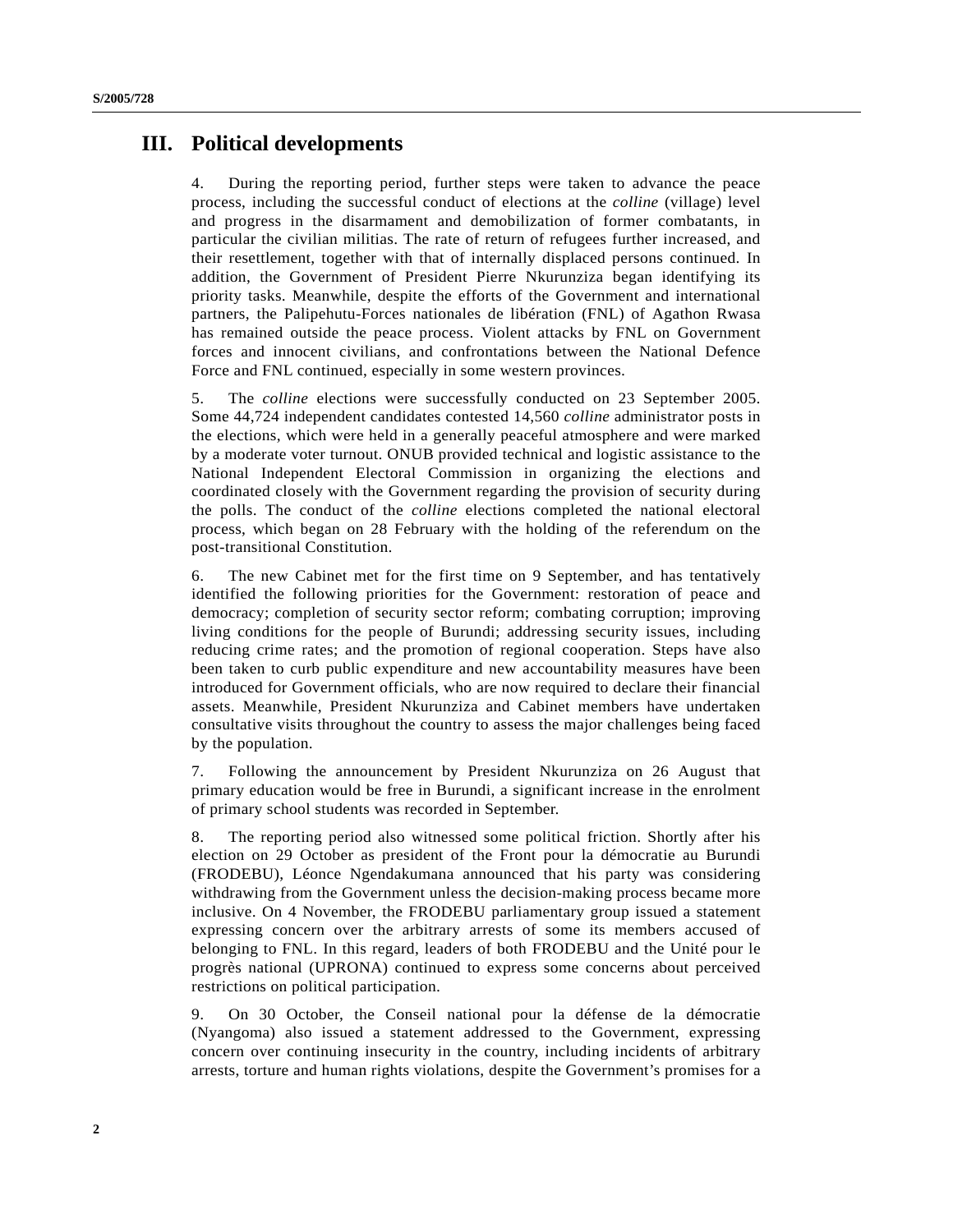## III. Political developments

4. During the reporting period, further steps were taken to advance the peace process, including the successful conduct of elections at the *colline* (village) level and progress in the disarmament and demobilization of former combatants, in particular the civilian militias. The rate of return of refugees further increased, and their resettlement, together with that of internally displaced persons continued. In addition, the Government of President Pierre Nkurunziza began identifying its priority tasks. Meanwhile, despite the efforts of the Government and international partners, the Palipehutu-Forces nationales de libération (FNL) of Agathon Rwasa has remained outside the peace process. Violent attacks by FNL on Government forces and innocent civilians, and confrontations between the National Defence Force and FNL continued, especially in some western provinces.

5. The *colline* elections were successfully conducted on 23 September 2005. Some 44,724 independent candidates contested 14,560 *colline* administrator posts in the elections, which were held in a generally peaceful atmosphere and were marked by a moderate voter turnout. ONUB provided technical and logistic assistance to the National Independent Electoral Commission in organizing the elections and coordinated closely with the Government regarding the provision of security during the polls. The conduct of the *colline* elections completed the national electoral process, which began on 28 February with the holding of the referendum on the post-transitional Constitution.

6. The new Cabinet met for the first time on 9 September, and has tentatively identified the following priorities for the Government: restoration of peace and democracy; completion of security sector reform; combating corruption; improving living conditions for the people of Burundi; addressing security issues, including reducing crime rates; and the promotion of regional cooperation. Steps have also been taken to curb public expenditure and new accountability measures have been introduced for Government officials, who are now required to declare their financial assets. Meanwhile, President Nkurunziza and Cabinet members have undertaken consultative visits throughout the country to assess the major challenges being faced by the population.

7. Following the announcement by President Nkurunziza on 26 August that primary education would be free in Burundi, a significant increase in the enrolment of primary school students was recorded in September.

8. The reporting period also witnessed some political friction. Shortly after his election on 29 October as president of the Front pour la démocratie au Burundi (FRODEBU), Léonce Ngendakumana announced that his party was considering withdrawing from the Government unless the decision-making process became more inclusive. On 4 November, the FRODEBU parliamentary group issued a statement expressing concern over the arbitrary arrests of some its members accused of belonging to FNL. In this regard, leaders of both FRODEBU and the Unité pour le progrès national (UPRONA) continued to express some concerns about perceived restrictions on political participation.

9. On 30 October, the Conseil national pour la défense de la démocratie (Nyangoma) also issued a statement addressed to the Government, expressing concern over continuing insecurity in the country, including incidents of arbitrary arrests, torture and human rights violations, despite the Government's promises for a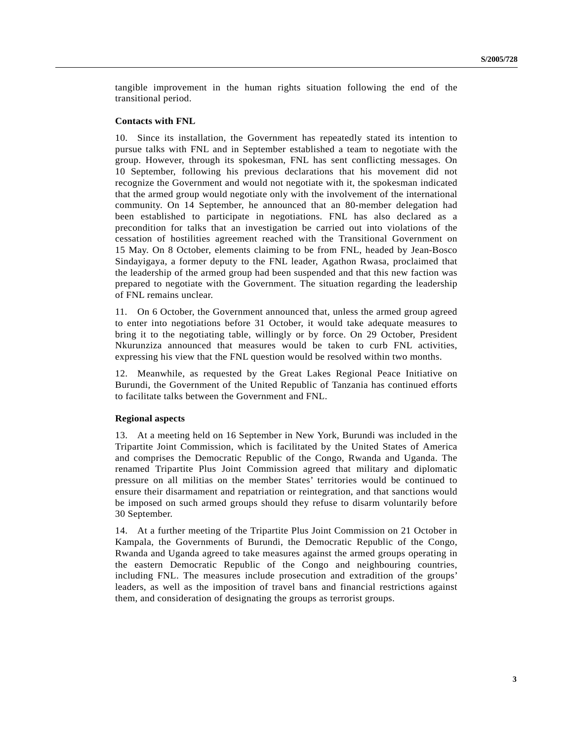tangible improvement in the human rights situation following the end of the transitional period.

### Contacts with FNL

10. Since its installation, the Government has repeatedly stated its intention to pursue talks with FNL and in September established a team to negotiate with the group. However, through its spokesman, FNL has sent conflicting messages. On 10 September, following his previous declarations that his movement did not recognize the Government and would not negotiate with it, the spokesman indicated that the armed group would negotiate only with the involvement of the international community. On 14 September, he announced that an 80-member delegation had been established to participate in negotiations. FNL has also declared as a precondition for talks that an investigation be carried out into violations of the cessation of hostilities agreement reached with the Transitional Government on 15 May. On 8 October, elements claiming to be from FNL, headed by Jean-Bosco Sindayigaya, a former deputy to the FNL leader, Agathon Rwasa, proclaimed that the leadership of the armed group had been suspended and that this new faction was prepared to negotiate with the Government. The situation regarding the leadership of FNL remains unclear.

11. On 6 October, the Government announced that, unless the armed group agreed to enter into negotiations before 31 October, it would take adequate measures to bring it to the negotiating table, willingly or by force. On 29 October, President Nkurunziza announced that measures would be taken to curb FNL activities, expressing his view that the FNL question would be resolved within two months.

12. Meanwhile, as requested by the Great Lakes Regional Peace Initiative on Burundi, the Government of the United Republic of Tanzania has continued efforts to facilitate talks between the Government and FNL.

### Regional aspects

13. At a meeting held on 16 September in New York, Burundi was included in the Tripartite Joint Commission, which is facilitated by the United States of America and comprises the Democratic Republic of the Congo, Rwanda and Uganda. The renamed Tripartite Plus Joint Commission agreed that military and diplomatic pressure on all militias on the member States' territories would be continued to ensure their disarmament and repatriation or reintegration, and that sanctions would be imposed on such armed groups should they refuse to disarm voluntarily before 30 September.

14. At a further meeting of the Tripartite Plus Joint Commission on 21 October in Kampala, the Governments of Burundi, the Democratic Republic of the Congo, Rwanda and Uganda agreed to take measures against the armed groups operating in the eastern Democratic Republic of the Congo and neighbouring countries, including FNL. The measures include prosecution and extradition of the groups' leaders, as well as the imposition of travel bans and financial restrictions against them, and consideration of designating the groups as terrorist groups.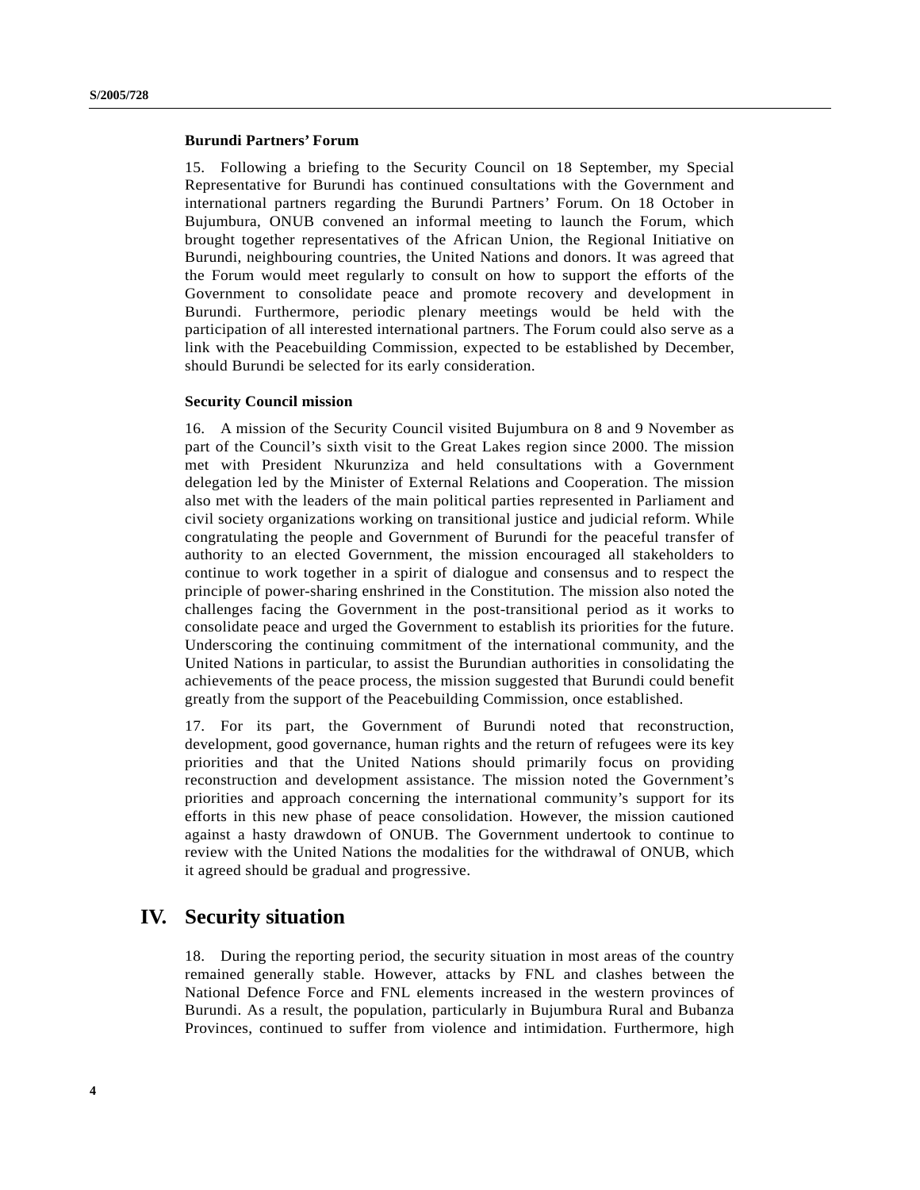### Burundi Partners' Forum

15. Following a briefing to the Security Council on 18 September, my Special Representative for Burundi has continued consultations with the Government and international partners regarding the Burundi Partners' Forum. On 18 October in Bujumbura, ONUB convened an informal meeting to launch the Forum, which brought together representatives of the African Union, the Regional Initiative on Burundi, neighbouring countries, the United Nations and donors. It was agreed that the Forum would meet regularly to consult on how to support the efforts of the Government to consolidate peace and promote recovery and development in Burundi. Furthermore, periodic plenary meetings would be held with the participation of all interested international partners. The Forum could also serve as a link with the Peacebuilding Commission, expected to be established by December, should Burundi be selected for its early consideration.

### Security Council mission

16. A mission of the Security Council visited Bujumbura on 8 and 9 November as part of the Council's sixth visit to the Great Lakes region since 2000. The mission met with President Nkurunziza and held consultations with a Government delegation led by the Minister of External Relations and Cooperation. The mission also met with the leaders of the main political parties represented in Parliament and civil society organizations working on transitional justice and judicial reform. While congratulating the people and Government of Burundi for the peaceful transfer of authority to an elected Government, the mission encouraged all stakeholders to continue to work together in a spirit of dialogue and consensus and to respect the principle of power-sharing enshrined in the Constitution. The mission also noted the challenges facing the Government in the post-transitional period as it works to consolidate peace and urged the Government to establish its priorities for the future. Underscoring the continuing commitment of the international community, and the United Nations in particular, to assist the Burundian authorities in consolidating the achievements of the peace process, the mission suggested that Burundi could benefit greatly from the support of the Peacebuilding Commission, once established.

17. For its part, the Government of Burundi noted that reconstruction, development, good governance, human rights and the return of refugees were its key priorities and that the United Nations should primarily focus on providing reconstruction and development assistance. The mission noted the Government's priorities and approach concerning the international community's support for its efforts in this new phase of peace consolidation. However, the mission cautioned against a hasty drawdown of ONUB. The Government undertook to continue to review with the United Nations the modalities for the withdrawal of ONUB, which it agreed should be gradual and progressive.

## IV. Security situation

18. During the reporting period, the security situation in most areas of the country remained generally stable. However, attacks by FNL and clashes between the National Defence Force and FNL elements increased in the western provinces of Burundi. As a result, the population, particularly in Bujumbura Rural and Bubanza Provinces, continued to suffer from violence and intimidation. Furthermore, high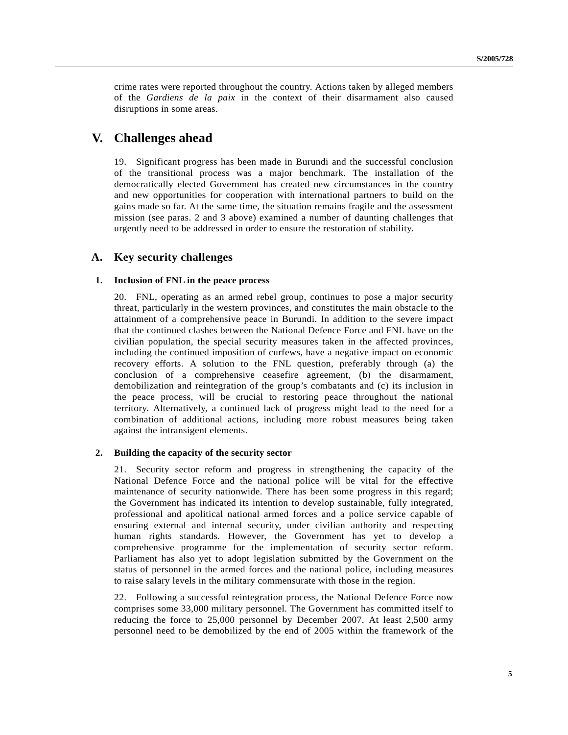crime rates were reported throughout the country. Actions taken by alleged members of the *Gardiens de la paix* in the context of their disarmament also caused disruptions in some areas.

# V. Challenges ahead

19. Significant progress has been made in Burundi and the successful conclusion of the transitional process was a major benchmark. The installation of the democratically elected Government has created new circumstances in the country and new opportunities for cooperation with international partners to build on the gains made so far. At the same time, the situation remains fragile and the assessment mission (see paras. 2 and 3 above) examined a number of daunting challenges that urgently need to be addressed in order to ensure the restoration of stability.

## A. Key security challenges

### 1. Inclusion of FNL in the peace process

20. FNL, operating as an armed rebel group, continues to pose a major security threat, particularly in the western provinces, and constitutes the main obstacle to the attainment of a comprehensive peace in Burundi. In addition to the severe impact that the continued clashes between the National Defence Force and FNL have on the civilian population, the special security measures taken in the affected provinces, including the continued imposition of curfews, have a negative impact on economic recovery efforts. A solution to the FNL question, preferably through (a) the conclusion of a comprehensive ceasefire agreement, (b) the disarmament, demobilization and reintegration of the group's combatants and (c) its inclusion in the peace process, will be crucial to restoring peace throughout the national territory. Alternatively, a continued lack of progress might lead to the need for a combination of additional actions, including more robust measures being taken against the intransigent elements.

### 2. Building the capacity of the security sector

21. Security sector reform and progress in strengthening the capacity of the National Defence Force and the national police will be vital for the effective maintenance of security nationwide. There has been some progress in this regard; the Government has indicated its intention to develop sustainable, fully integrated, professional and apolitical national armed forces and a police service capable of ensuring external and internal security, under civilian authority and respecting human rights standards. However, the Government has yet to develop a comprehensive programme for the implementation of security sector reform. Parliament has also yet to adopt legislation submitted by the Government on the status of personnel in the armed forces and the national police, including measures to raise salary levels in the military commensurate with those in the region.

22. Following a successful reintegration process, the National Defence Force now comprises some 33,000 military personnel. The Government has committed itself to reducing the force to 25,000 personnel by December 2007. At least 2,500 army personnel need to be demobilized by the end of 2005 within the framework of the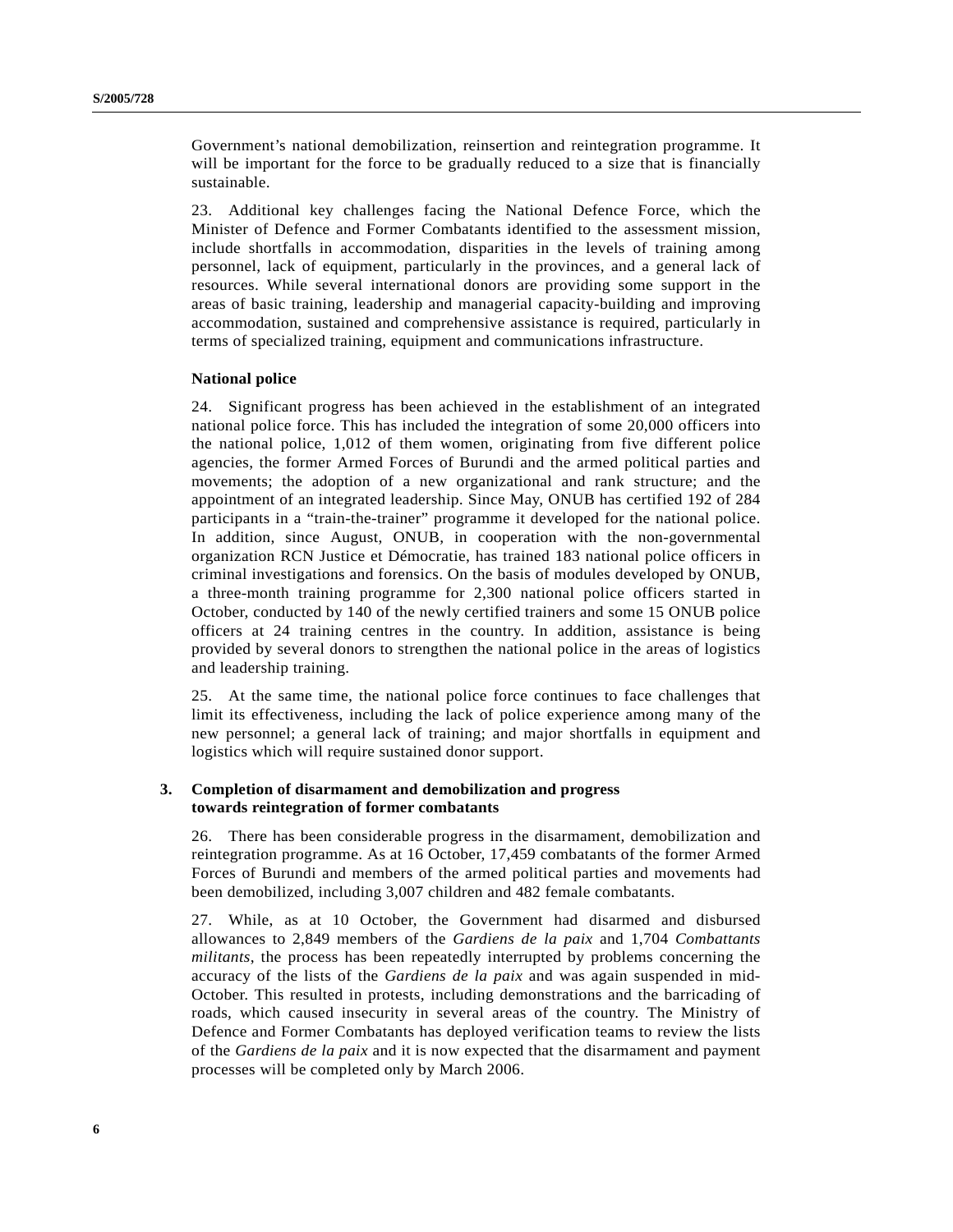Government's national demobilization, reinsertion and reintegration programme. It will be important for the force to be gradually reduced to a size that is financially sustainable.

23. Additional key challenges facing the National Defence Force, which the Minister of Defence and Former Combatants identified to the assessment mission, include shortfalls in accommodation, disparities in the levels of training among personnel, lack of equipment, particularly in the provinces, and a general lack of resources. While several international donors are providing some support in the areas of basic training, leadership and managerial capacity-building and improving accommodation, sustained and comprehensive assistance is required, particularly in terms of specialized training, equipment and communications infrastructure.

**National police**

24. Significant progress has been achieved in the establishment of an integrated national police force. This has included the integration of some 20,000 officers into the national police, 1,012 of them women, originating from five different police agencies, the former Armed Forces of Burundi and the armed political parties and movements; the adoption of a new organizational and rank structure; and the appointment of an integrated leadership. Since May, ONUB has certified 192 of 284 participants in a "train-the-trainer" programme it developed for the national police. In addition, since August, ONUB, in cooperation with the non-governmental organization RCN Justice et Démocratie, has trained 183 national police officers in criminal investigations and forensics. On the basis of modules developed by ONUB, a three-month training programme for 2,300 national police officers started in October, conducted by 140 of the newly certified trainers and some 15 ONUB police officers at 24 training centres in the country. In addition, assistance is being provided by several donors to strengthen the national police in the areas of logistics and leadership training.

25. At the same time, the national police force continues to face challenges that limit its effectiveness, including the lack of police experience among many of the new personnel; a general lack of training; and major shortfalls in equipment and logistics which will require sustained donor support.

### 3. Completion of disarmament and demobilization and progress towards reintegration of former combatants

26. There has been considerable progress in the disarmament, demobilization and reintegration programme. As at 16 October, 17,459 combatants of the former Armed Forces of Burundi and members of the armed political parties and movements had been demobilized, including 3,007 children and 482 female combatants.

27. While, as at 10 October, the Government had disarmed and disbursed allowances to 2,849 members of the *Gardiens de la paix* and 1,704 *Combattants militants*, the process has been repeatedly interrupted by problems concerning the accuracy of the lists of the *Gardiens de la paix* and was again suspended in mid-October. This resulted in protests, including demonstrations and the barricading of roads, which caused insecurity in several areas of the country. The Ministry of Defence and Former Combatants has deployed verification teams to review the lists of the *Gardiens de la paix* and it is now expected that the disarmament and payment processes will be completed only by March 2006.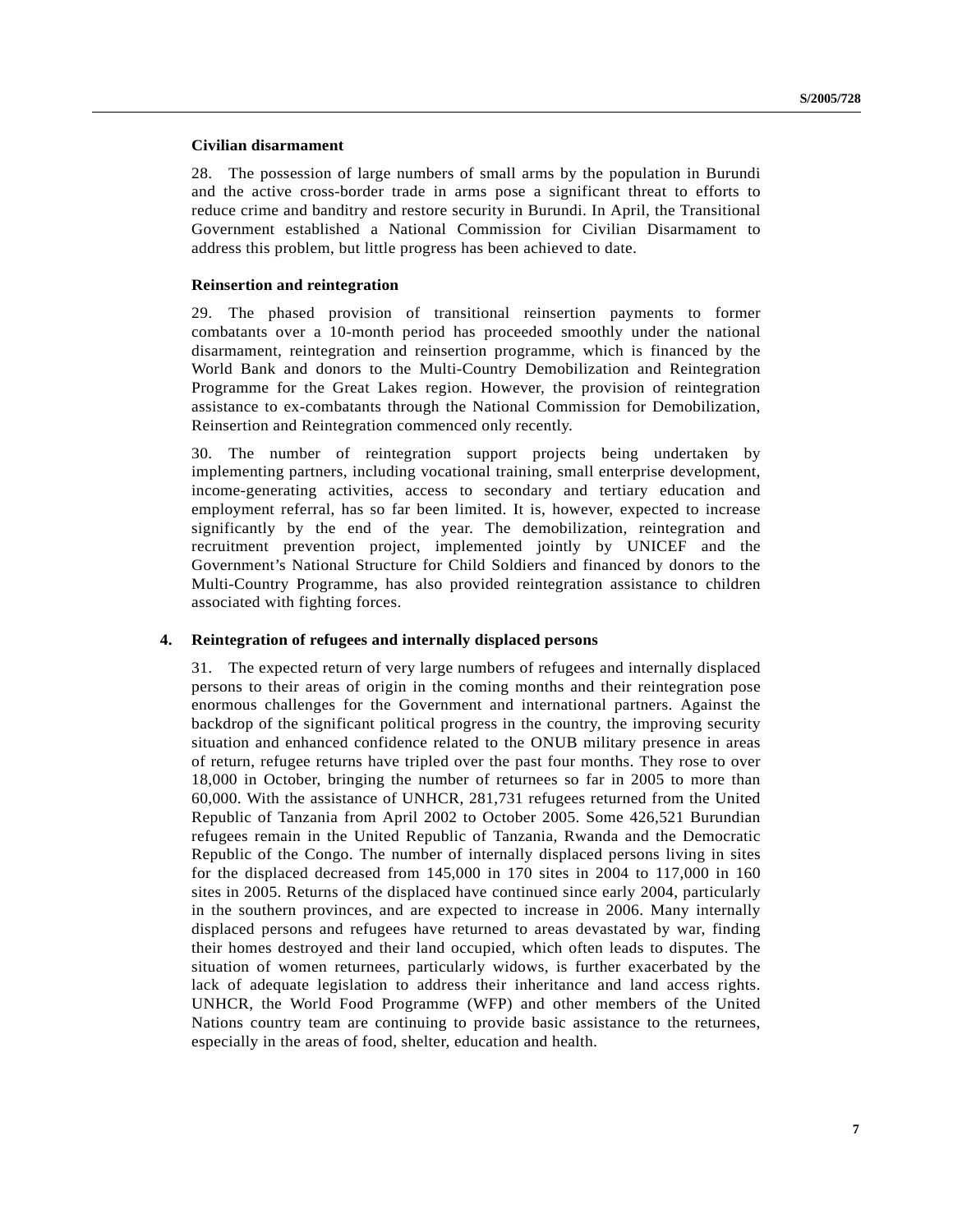### Civilian disarmament

28. The possession of large numbers of small arms by the population in Burundi and the active cross-border trade in arms pose a significant threat to efforts to reduce crime and banditry and restore security in Burundi. In April, the Transitional Government established a National Commission for Civilian Disarmament to address this problem, but little progress has been achieved to date.

### Reinsertion and reintegration

29. The phased provision of transitional reinsertion payments to former combatants over a 10-month period has proceeded smoothly under the national disarmament, reintegration and reinsertion programme, which is financed by the World Bank and donors to the Multi-Country Demobilization and Reintegration Programme for the Great Lakes region. However, the provision of reintegration assistance to ex-combatants through the National Commission for Demobilization, Reinsertion and Reintegration commenced only recently.

30. The number of reintegration support projects being undertaken by implementing partners, including vocational training, small enterprise development, income-generating activities, access to secondary and tertiary education and employment referral, has so far been limited. It is, however, expected to increase significantly by the end of the year. The demobilization, reintegration and recruitment prevention project, implemented jointly by UNICEF and the Government's National Structure for Child Soldiers and financed by donors to the Multi-Country Programme, has also provided reintegration assistance to children associated with fighting forces.

## 4. Reintegration of refugees and internally displaced persons

31. The expected return of very large numbers of refugees and internally displaced persons to their areas of origin in the coming months and their reintegration pose enormous challenges for the Government and international partners. Against the backdrop of the significant political progress in the country, the improving security situation and enhanced confidence related to the ONUB military presence in areas of return, refugee returns have tripled over the past four months. They rose to over 18,000 in October, bringing the number of returnees so far in 2005 to more than 60,000. With the assistance of UNHCR, 281,731 refugees returned from the United Republic of Tanzania from April 2002 to October 2005. Some 426,521 Burundian refugees remain in the United Republic of Tanzania, Rwanda and the Democratic Republic of the Congo. The number of internally displaced persons living in sites for the displaced decreased from 145,000 in 170 sites in 2004 to 117,000 in 160 sites in 2005. Returns of the displaced have continued since early 2004, particularly in the southern provinces, and are expected to increase in 2006. Many internally displaced persons and refugees have returned to areas devastated by war, finding their homes destroyed and their land occupied, which often leads to disputes. The situation of women returnees, particularly widows, is further exacerbated by the lack of adequate legislation to address their inheritance and land access rights. UNHCR, the World Food Programme (WFP) and other members of the United Nations country team are continuing to provide basic assistance to the returnees, especially in the areas of food, shelter, education and health.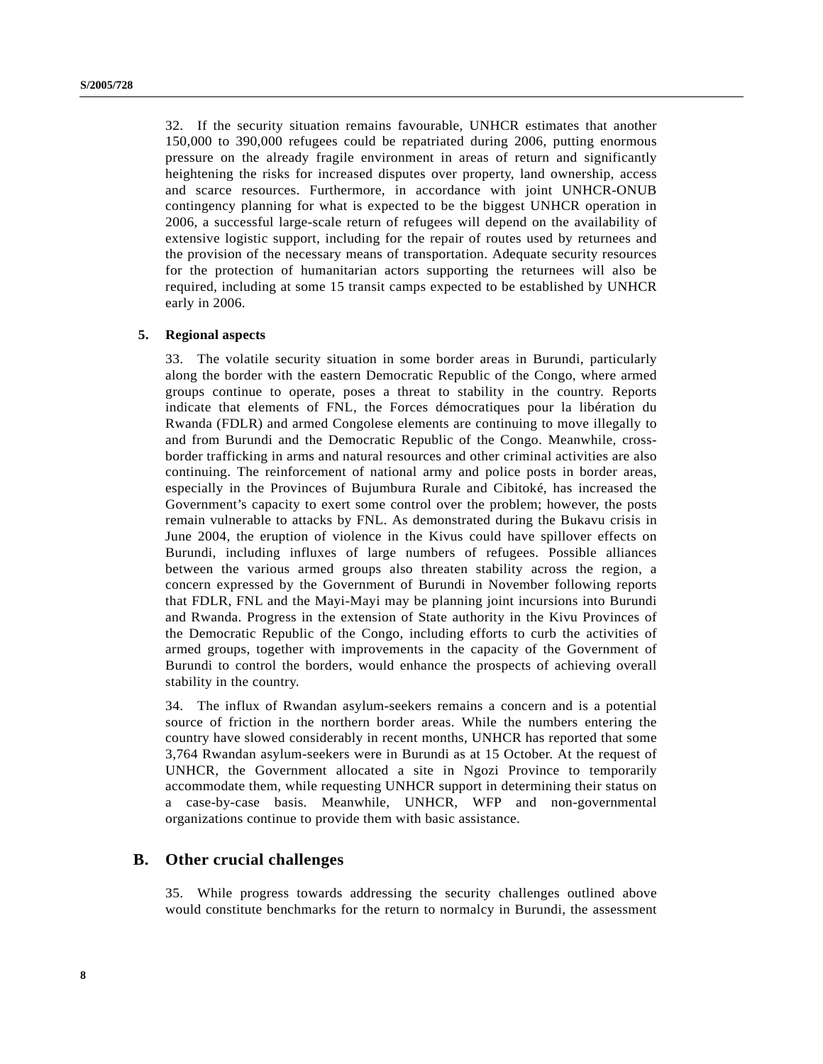32. If the security situation remains favourable, UNHCR estimates that another 150,000 to 390,000 refugees could be repatriated during 2006, putting enormous pressure on the already fragile environment in areas of return and significantly heightening the risks for increased disputes over property, land ownership, access and scarce resources. Furthermore, in accordance with joint UNHCR-ONUB contingency planning for what is expected to be the biggest UNHCR operation in 2006, a successful large-scale return of refugees will depend on the availability of extensive logistic support, including for the repair of routes used by returnees and the provision of the necessary means of transportation. Adequate security resources for the protection of humanitarian actors supporting the returnees will also be required, including at some 15 transit camps expected to be established by UNHCR early in 2006.

### 5. Regional aspects

33. The volatile security situation in some border areas in Burundi, particularly along the border with the eastern Democratic Republic of the Congo, where armed groups continue to operate, poses a threat to stability in the country. Reports indicate that elements of FNL, the Forces démocratiques pour la libération du Rwanda (FDLR) and armed Congolese elements are continuing to move illegally to and from Burundi and the Democratic Republic of the Congo. Meanwhile, cross-border trafficking in arms and natural resources and other criminal activities are also continuing. The reinforcement of national army and police posts in border areas, especially in the Provinces of Bujumbura Rurale and Cibitoké, has increased the Government's capacity to exert some control over the problem; however, the posts remain vulnerable to attacks by FNL. As demonstrated during the Bukavu crisis in June 2004, the eruption of violence in the Kivus could have spillover effects on Burundi, including influxes of large numbers of refugees. Possible alliances between the various armed groups also threaten stability across the region, a concern expressed by the Government of Burundi in November following reports that FDLR, FNL and the Mayi-Mayi may be planning joint incursions into Burundi and Rwanda. Progress in the extension of State authority in the Kivu Provinces of the Democratic Republic of the Congo, including efforts to curb the activities of armed groups, together with improvements in the capacity of the Government of Burundi to control the borders, would enhance the prospects of achieving overall stability in the country.

34. The influx of Rwandan asylum-seekers remains a concern and is a potential source of friction in the northern border areas. While the numbers entering the country have slowed considerably in recent months, UNHCR has reported that some 3,764 Rwandan asylum-seekers were in Burundi as at 15 October. At the request of UNHCR, the Government allocated a site in Ngozi Province to temporarily accommodate them, while requesting UNHCR support in determining their status on a case-by-case basis. Meanwhile, UNHCR, WFP and non-governmental organizations continue to provide them with basic assistance.

## B. Other crucial challenges

35. While progress towards addressing the security challenges outlined above would constitute benchmarks for the return to normalcy in Burundi, the assessment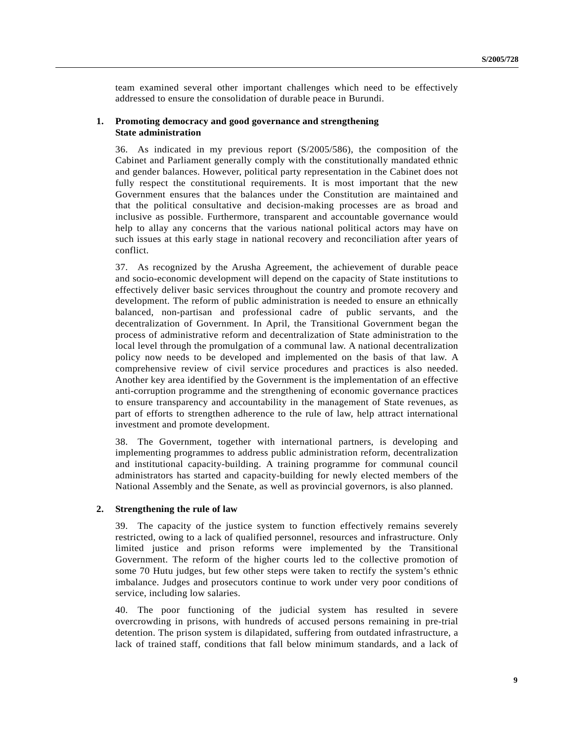team examined several other important challenges which need to be effectively addressed to ensure the consolidation of durable peace in Burundi.

### 1. Promoting democracy and good governance and strengthening State administration

36. As indicated in my previous report (S/2005/586), the composition of the Cabinet and Parliament generally comply with the constitutionally mandated ethnic and gender balances. However, political party representation in the Cabinet does not fully respect the constitutional requirements. It is most important that the new Government ensures that the balances under the Constitution are maintained and that the political consultative and decision-making processes are as broad and inclusive as possible. Furthermore, transparent and accountable governance would help to allay any concerns that the various national political actors may have on such issues at this early stage in national recovery and reconciliation after years of conflict.

37. As recognized by the Arusha Agreement, the achievement of durable peace and socio-economic development will depend on the capacity of State institutions to effectively deliver basic services throughout the country and promote recovery and development. The reform of public administration is needed to ensure an ethnically balanced, non-partisan and professional cadre of public servants, and the decentralization of Government. In April, the Transitional Government began the process of administrative reform and decentralization of State administration to the local level through the promulgation of a communal law. A national decentralization policy now needs to be developed and implemented on the basis of that law. A comprehensive review of civil service procedures and practices is also needed. Another key area identified by the Government is the implementation of an effective anti-corruption programme and the strengthening of economic governance practices to ensure transparency and accountability in the management of State revenues, as part of efforts to strengthen adherence to the rule of law, help attract international investment and promote development.

38. The Government, together with international partners, is developing and implementing programmes to address public administration reform, decentralization and institutional capacity-building. A training programme for communal council administrators has started and capacity-building for newly elected members of the National Assembly and the Senate, as well as provincial governors, is also planned.

### 2. Strengthening the rule of law

39. The capacity of the justice system to function effectively remains severely restricted, owing to a lack of qualified personnel, resources and infrastructure. Only limited justice and prison reforms were implemented by the Transitional Government. The reform of the higher courts led to the collective promotion of some 70 Hutu judges, but few other steps were taken to rectify the system's ethnic imbalance. Judges and prosecutors continue to work under very poor conditions of service, including low salaries.

40. The poor functioning of the judicial system has resulted in severe overcrowding in prisons, with hundreds of accused persons remaining in pre-trial detention. The prison system is dilapidated, suffering from outdated infrastructure, a lack of trained staff, conditions that fall below minimum standards, and a lack of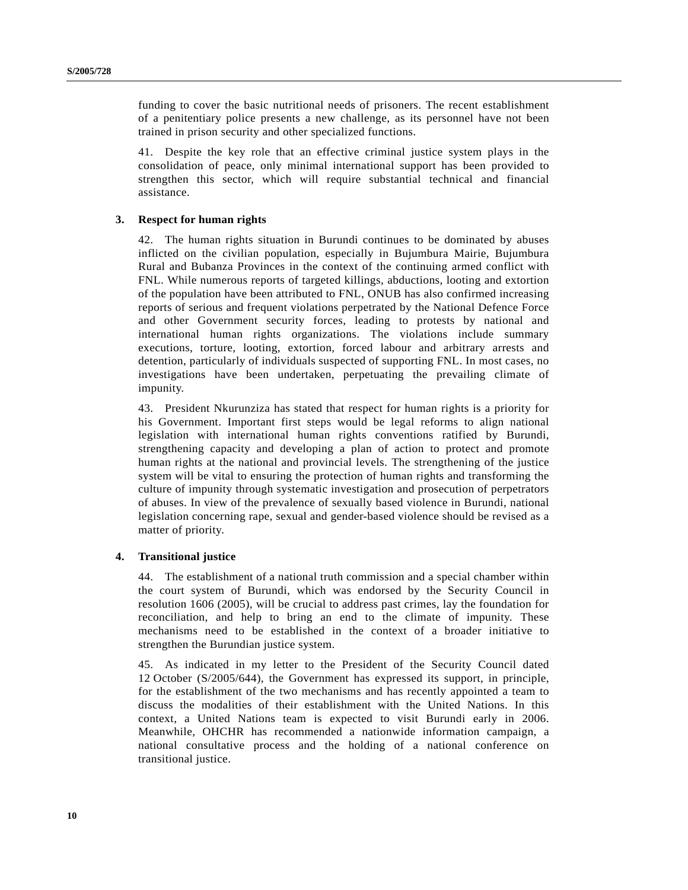funding to cover the basic nutritional needs of prisoners. The recent establishment of a penitentiary police presents a new challenge, as its personnel have not been trained in prison security and other specialized functions.

41. Despite the key role that an effective criminal justice system plays in the consolidation of peace, only minimal international support has been provided to strengthen this sector, which will require substantial technical and financial assistance.

### 3. Respect for human rights

42. The human rights situation in Burundi continues to be dominated by abuses inflicted on the civilian population, especially in Bujumbura Mairie, Bujumbura Rural and Bubanza Provinces in the context of the continuing armed conflict with FNL. While numerous reports of targeted killings, abductions, looting and extortion of the population have been attributed to FNL, ONUB has also confirmed increasing reports of serious and frequent violations perpetrated by the National Defence Force and other Government security forces, leading to protests by national and international human rights organizations. The violations include summary executions, torture, looting, extortion, forced labour and arbitrary arrests and detention, particularly of individuals suspected of supporting FNL. In most cases, no investigations have been undertaken, perpetuating the prevailing climate of impunity.

43. President Nkurunziza has stated that respect for human rights is a priority for his Government. Important first steps would be legal reforms to align national legislation with international human rights conventions ratified by Burundi, strengthening capacity and developing a plan of action to protect and promote human rights at the national and provincial levels. The strengthening of the justice system will be vital to ensuring the protection of human rights and transforming the culture of impunity through systematic investigation and prosecution of perpetrators of abuses. In view of the prevalence of sexually based violence in Burundi, national legislation concerning rape, sexual and gender-based violence should be revised as a matter of priority.

### 4. Transitional justice

44. The establishment of a national truth commission and a special chamber within the court system of Burundi, which was endorsed by the Security Council in resolution 1606 (2005), will be crucial to address past crimes, lay the foundation for reconciliation, and help to bring an end to the climate of impunity. These mechanisms need to be established in the context of a broader initiative to strengthen the Burundian justice system.

45. As indicated in my letter to the President of the Security Council dated 12 October (S/2005/644), the Government has expressed its support, in principle, for the establishment of the two mechanisms and has recently appointed a team to discuss the modalities of their establishment with the United Nations. In this context, a United Nations team is expected to visit Burundi early in 2006. Meanwhile, OHCHR has recommended a nationwide information campaign, a national consultative process and the holding of a national conference on transitional justice.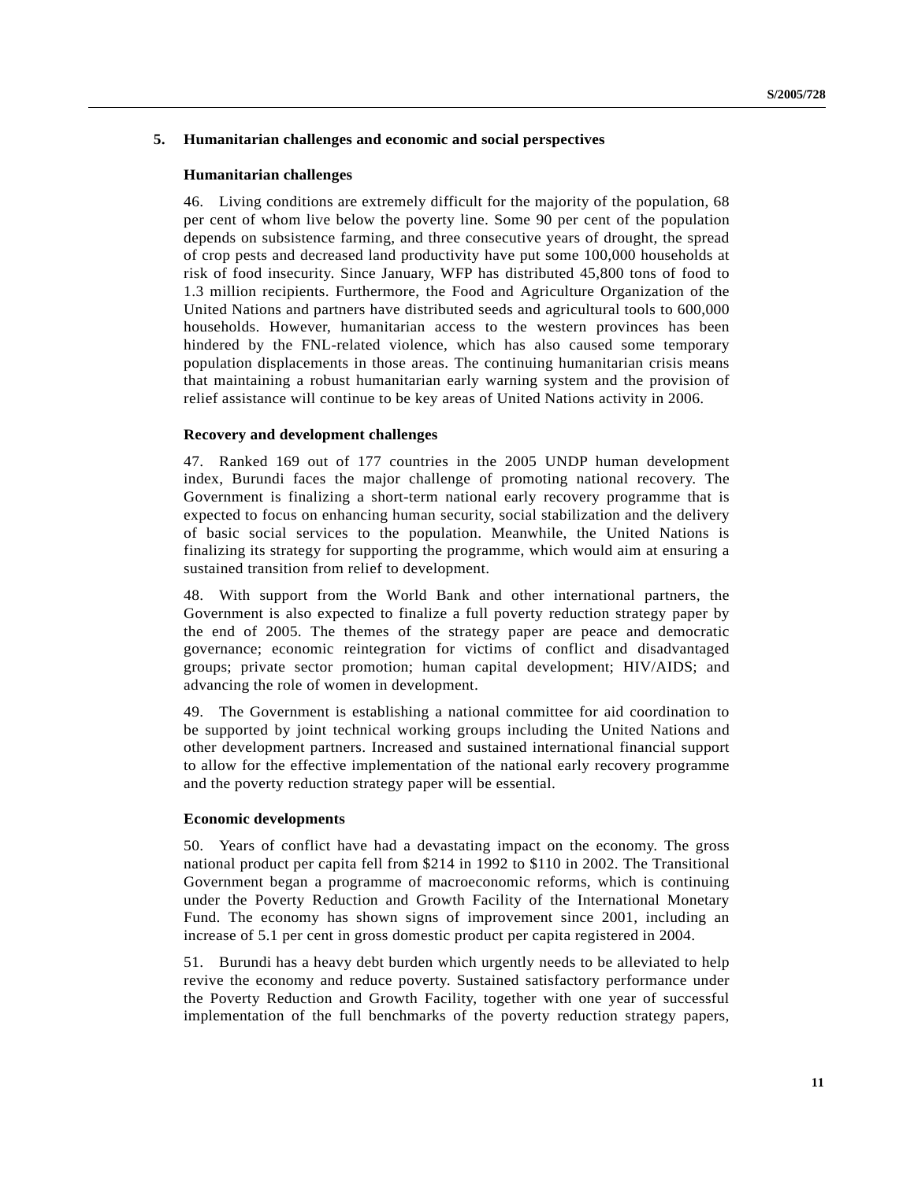## 5. Humanitarian challenges and economic and social perspectives

### Humanitarian challenges

46. Living conditions are extremely difficult for the majority of the population, 68 per cent of whom live below the poverty line. Some 90 per cent of the population depends on subsistence farming, and three consecutive years of drought, the spread of crop pests and decreased land productivity have put some 100,000 households at risk of food insecurity. Since January, WFP has distributed 45,800 tons of food to 1.3 million recipients. Furthermore, the Food and Agriculture Organization of the United Nations and partners have distributed seeds and agricultural tools to 600,000 households. However, humanitarian access to the western provinces has been hindered by the FNL-related violence, which has also caused some temporary population displacements in those areas. The continuing humanitarian crisis means that maintaining a robust humanitarian early warning system and the provision of relief assistance will continue to be key areas of United Nations activity in 2006.

### Recovery and development challenges

47. Ranked 169 out of 177 countries in the 2005 UNDP human development index, Burundi faces the major challenge of promoting national recovery. The Government is finalizing a short-term national early recovery programme that is expected to focus on enhancing human security, social stabilization and the delivery of basic social services to the population. Meanwhile, the United Nations is finalizing its strategy for supporting the programme, which would aim at ensuring a sustained transition from relief to development.

48. With support from the World Bank and other international partners, the Government is also expected to finalize a full poverty reduction strategy paper by the end of 2005. The themes of the strategy paper are peace and democratic governance; economic reintegration for victims of conflict and disadvantaged groups; private sector promotion; human capital development; HIV/AIDS; and advancing the role of women in development.

49. The Government is establishing a national committee for aid coordination to be supported by joint technical working groups including the United Nations and other development partners. Increased and sustained international financial support to allow for the effective implementation of the national early recovery programme and the poverty reduction strategy paper will be essential.

### Economic developments

50. Years of conflict have had a devastating impact on the economy. The gross national product per capita fell from $214 in 1992 to $110 in 2002. The Transitional Government began a programme of macroeconomic reforms, which is continuing under the Poverty Reduction and Growth Facility of the International Monetary Fund. The economy has shown signs of improvement since 2001, including an increase of 5.1 per cent in gross domestic product per capita registered in 2004.

51. Burundi has a heavy debt burden which urgently needs to be alleviated to help revive the economy and reduce poverty. Sustained satisfactory performance under the Poverty Reduction and Growth Facility, together with one year of successful implementation of the full benchmarks of the poverty reduction strategy papers,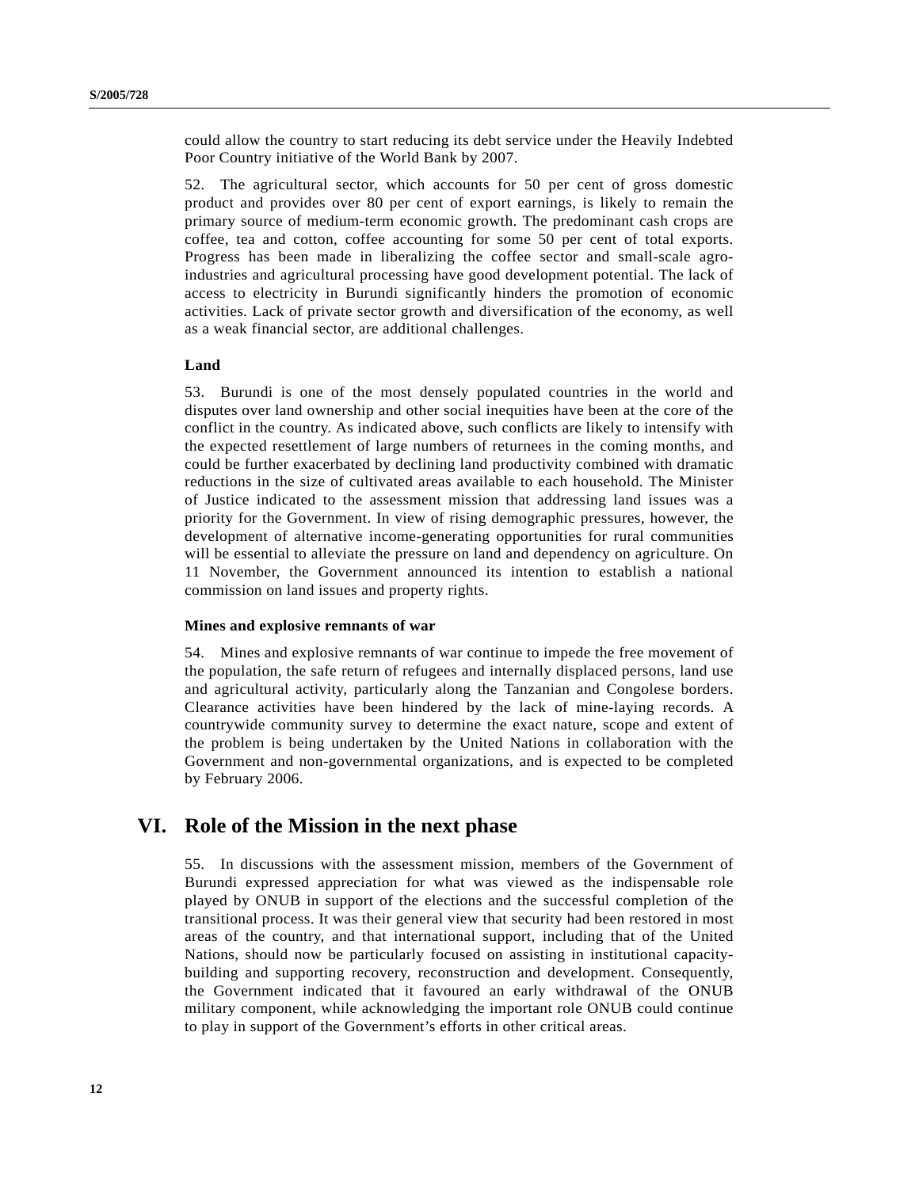could allow the country to start reducing its debt service under the Heavily Indebted Poor Country initiative of the World Bank by 2007.

52. The agricultural sector, which accounts for 50 per cent of gross domestic product and provides over 80 per cent of export earnings, is likely to remain the primary source of medium-term economic growth. The predominant cash crops are coffee, tea and cotton, coffee accounting for some 50 per cent of total exports. Progress has been made in liberalizing the coffee sector and small-scale agro-industries and agricultural processing have good development potential. The lack of access to electricity in Burundi significantly hinders the promotion of economic activities. Lack of private sector growth and diversification of the economy, as well as a weak financial sector, are additional challenges.

#### Land

53. Burundi is one of the most densely populated countries in the world and disputes over land ownership and other social inequities have been at the core of the conflict in the country. As indicated above, such conflicts are likely to intensify with the expected resettlement of large numbers of returnees in the coming months, and could be further exacerbated by declining land productivity combined with dramatic reductions in the size of cultivated areas available to each household. The Minister of Justice indicated to the assessment mission that addressing land issues was a priority for the Government. In view of rising demographic pressures, however, the development of alternative income-generating opportunities for rural communities will be essential to alleviate the pressure on land and dependency on agriculture. On 11 November, the Government announced its intention to establish a national commission on land issues and property rights.

#### Mines and explosive remnants of war

54. Mines and explosive remnants of war continue to impede the free movement of the population, the safe return of refugees and internally displaced persons, land use and agricultural activity, particularly along the Tanzanian and Congolese borders. Clearance activities have been hindered by the lack of mine-laying records. A countrywide community survey to determine the exact nature, scope and extent of the problem is being undertaken by the United Nations in collaboration with the Government and non-governmental organizations, and is expected to be completed by February 2006.

## VI. Role of the Mission in the next phase

55. In discussions with the assessment mission, members of the Government of Burundi expressed appreciation for what was viewed as the indispensable role played by ONUB in support of the elections and the successful completion of the transitional process. It was their general view that security had been restored in most areas of the country, and that international support, including that of the United Nations, should now be particularly focused on assisting in institutional capacity-building and supporting recovery, reconstruction and development. Consequently, the Government indicated that it favoured an early withdrawal of the ONUB military component, while acknowledging the important role ONUB could continue to play in support of the Government's efforts in other critical areas.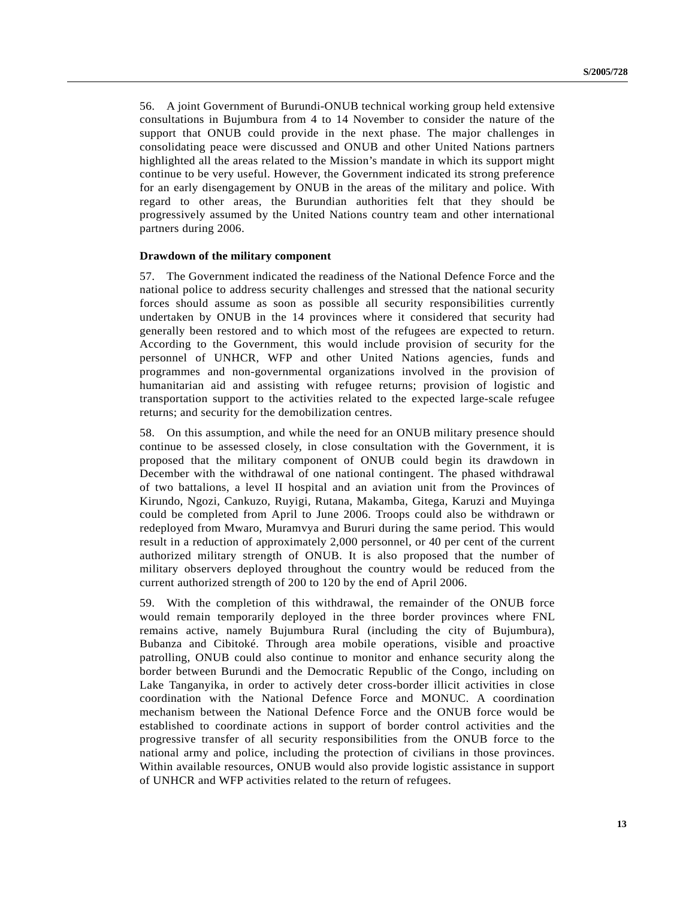56. A joint Government of Burundi-ONUB technical working group held extensive consultations in Bujumbura from 4 to 14 November to consider the nature of the support that ONUB could provide in the next phase. The major challenges in consolidating peace were discussed and ONUB and other United Nations partners highlighted all the areas related to the Mission's mandate in which its support might continue to be very useful. However, the Government indicated its strong preference for an early disengagement by ONUB in the areas of the military and police. With regard to other areas, the Burundian authorities felt that they should be progressively assumed by the United Nations country team and other international partners during 2006.

**Drawdown of the military component**

57. The Government indicated the readiness of the National Defence Force and the national police to address security challenges and stressed that the national security forces should assume as soon as possible all security responsibilities currently undertaken by ONUB in the 14 provinces where it considered that security had generally been restored and to which most of the refugees are expected to return. According to the Government, this would include provision of security for the personnel of UNHCR, WFP and other United Nations agencies, funds and programmes and non-governmental organizations involved in the provision of humanitarian aid and assisting with refugee returns; provision of logistic and transportation support to the activities related to the expected large-scale refugee returns; and security for the demobilization centres.

58. On this assumption, and while the need for an ONUB military presence should continue to be assessed closely, in close consultation with the Government, it is proposed that the military component of ONUB could begin its drawdown in December with the withdrawal of one national contingent. The phased withdrawal of two battalions, a level II hospital and an aviation unit from the Provinces of Kirundo, Ngozi, Cankuzo, Ruyigi, Rutana, Makamba, Gitega, Karuzi and Muyinga could be completed from April to June 2006. Troops could also be withdrawn or redeployed from Mwaro, Muramvya and Bururi during the same period. This would result in a reduction of approximately 2,000 personnel, or 40 per cent of the current authorized military strength of ONUB. It is also proposed that the number of military observers deployed throughout the country would be reduced from the current authorized strength of 200 to 120 by the end of April 2006.

59. With the completion of this withdrawal, the remainder of the ONUB force would remain temporarily deployed in the three border provinces where FNL remains active, namely Bujumbura Rural (including the city of Bujumbura), Bubanza and Cibitoké. Through area mobile operations, visible and proactive patrolling, ONUB could also continue to monitor and enhance security along the border between Burundi and the Democratic Republic of the Congo, including on Lake Tanganyika, in order to actively deter cross-border illicit activities in close coordination with the National Defence Force and MONUC. A coordination mechanism between the National Defence Force and the ONUB force would be established to coordinate actions in support of border control activities and the progressive transfer of all security responsibilities from the ONUB force to the national army and police, including the protection of civilians in those provinces. Within available resources, ONUB would also provide logistic assistance in support of UNHCR and WFP activities related to the return of refugees.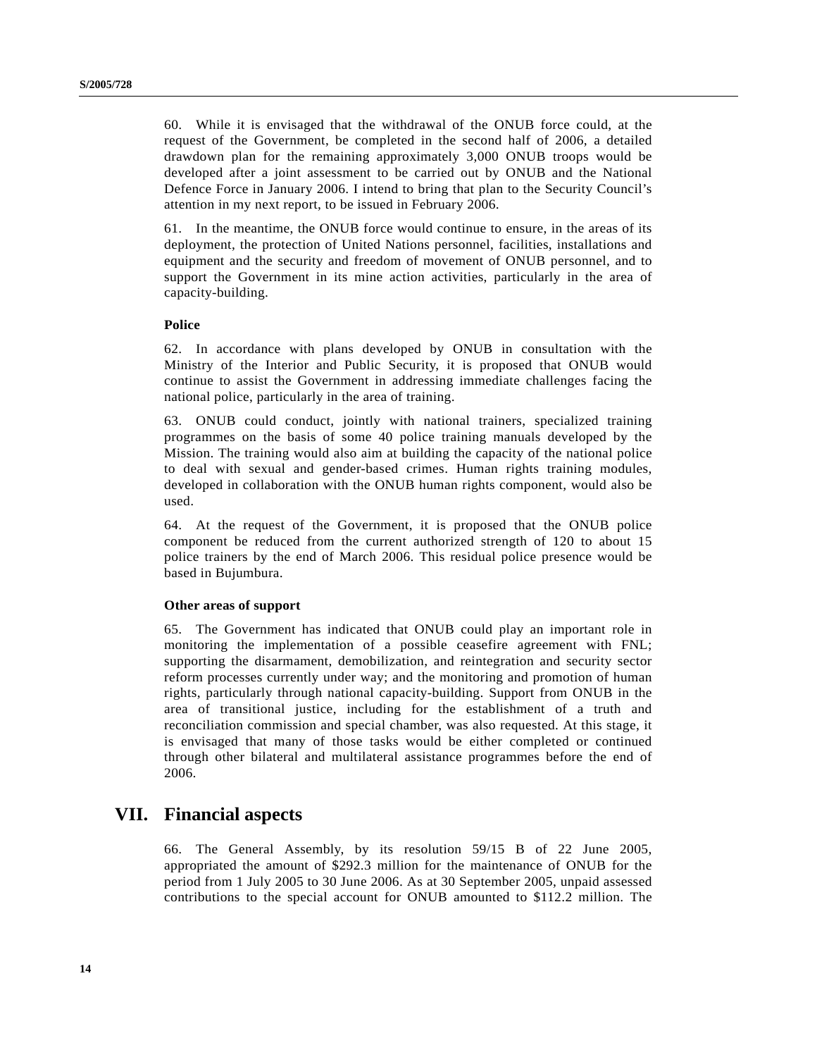60. While it is envisaged that the withdrawal of the ONUB force could, at the request of the Government, be completed in the second half of 2006, a detailed drawdown plan for the remaining approximately 3,000 ONUB troops would be developed after a joint assessment to be carried out by ONUB and the National Defence Force in January 2006. I intend to bring that plan to the Security Council's attention in my next report, to be issued in February 2006.

61. In the meantime, the ONUB force would continue to ensure, in the areas of its deployment, the protection of United Nations personnel, facilities, installations and equipment and the security and freedom of movement of ONUB personnel, and to support the Government in its mine action activities, particularly in the area of capacity-building.

**Police**

62. In accordance with plans developed by ONUB in consultation with the Ministry of the Interior and Public Security, it is proposed that ONUB would continue to assist the Government in addressing immediate challenges facing the national police, particularly in the area of training.

63. ONUB could conduct, jointly with national trainers, specialized training programmes on the basis of some 40 police training manuals developed by the Mission. The training would also aim at building the capacity of the national police to deal with sexual and gender-based crimes. Human rights training modules, developed in collaboration with the ONUB human rights component, would also be used.

64. At the request of the Government, it is proposed that the ONUB police component be reduced from the current authorized strength of 120 to about 15 police trainers by the end of March 2006. This residual police presence would be based in Bujumbura.

**Other areas of support**

65. The Government has indicated that ONUB could play an important role in monitoring the implementation of a possible ceasefire agreement with FNL; supporting the disarmament, demobilization, and reintegration and security sector reform processes currently under way; and the monitoring and promotion of human rights, particularly through national capacity-building. Support from ONUB in the area of transitional justice, including for the establishment of a truth and reconciliation commission and special chamber, was also requested. At this stage, it is envisaged that many of those tasks would be either completed or continued through other bilateral and multilateral assistance programmes before the end of 2006.

# VII. Financial aspects

66. The General Assembly, by its resolution 59/15 B of 22 June 2005, appropriated the amount of $292.3 million for the maintenance of ONUB for the period from 1 July 2005 to 30 June 2006. As at 30 September 2005, unpaid assessed contributions to the special account for ONUB amounted to $112.2 million. The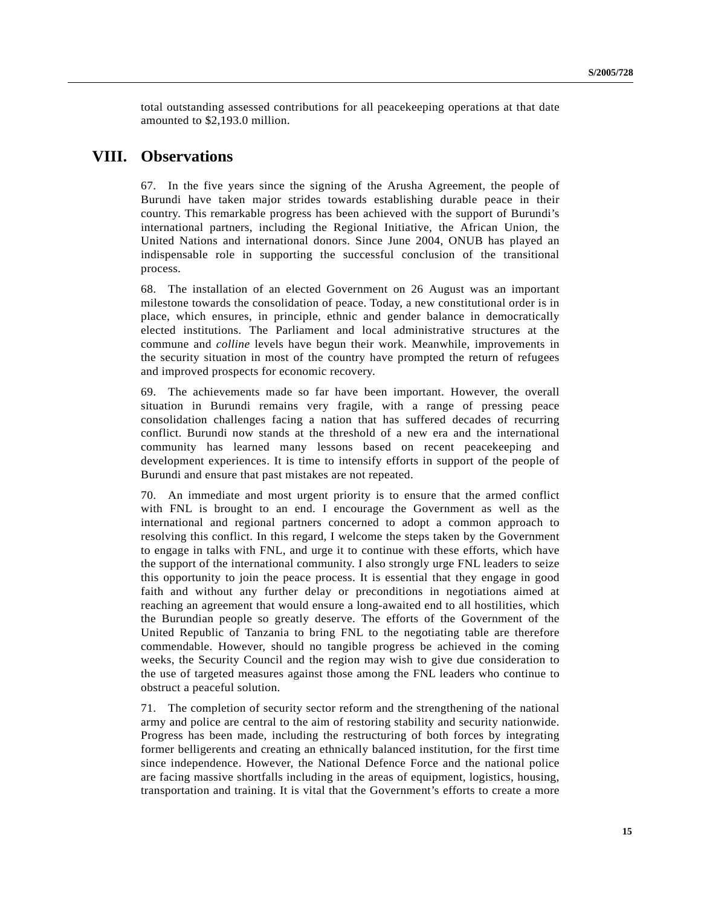total outstanding assessed contributions for all peacekeeping operations at that date amounted to $2,193.0 million.

# VIII. Observations

67. In the five years since the signing of the Arusha Agreement, the people of Burundi have taken major strides towards establishing durable peace in their country. This remarkable progress has been achieved with the support of Burundi's international partners, including the Regional Initiative, the African Union, the United Nations and international donors. Since June 2004, ONUB has played an indispensable role in supporting the successful conclusion of the transitional process.

68. The installation of an elected Government on 26 August was an important milestone towards the consolidation of peace. Today, a new constitutional order is in place, which ensures, in principle, ethnic and gender balance in democratically elected institutions. The Parliament and local administrative structures at the commune and *colline* levels have begun their work. Meanwhile, improvements in the security situation in most of the country have prompted the return of refugees and improved prospects for economic recovery.

69. The achievements made so far have been important. However, the overall situation in Burundi remains very fragile, with a range of pressing peace consolidation challenges facing a nation that has suffered decades of recurring conflict. Burundi now stands at the threshold of a new era and the international community has learned many lessons based on recent peacekeeping and development experiences. It is time to intensify efforts in support of the people of Burundi and ensure that past mistakes are not repeated.

70. An immediate and most urgent priority is to ensure that the armed conflict with FNL is brought to an end. I encourage the Government as well as the international and regional partners concerned to adopt a common approach to resolving this conflict. In this regard, I welcome the steps taken by the Government to engage in talks with FNL, and urge it to continue with these efforts, which have the support of the international community. I also strongly urge FNL leaders to seize this opportunity to join the peace process. It is essential that they engage in good faith and without any further delay or preconditions in negotiations aimed at reaching an agreement that would ensure a long-awaited end to all hostilities, which the Burundian people so greatly deserve. The efforts of the Government of the United Republic of Tanzania to bring FNL to the negotiating table are therefore commendable. However, should no tangible progress be achieved in the coming weeks, the Security Council and the region may wish to give due consideration to the use of targeted measures against those among the FNL leaders who continue to obstruct a peaceful solution.

71. The completion of security sector reform and the strengthening of the national army and police are central to the aim of restoring stability and security nationwide. Progress has been made, including the restructuring of both forces by integrating former belligerents and creating an ethnically balanced institution, for the first time since independence. However, the National Defence Force and the national police are facing massive shortfalls including in the areas of equipment, logistics, housing, transportation and training. It is vital that the Government's efforts to create a more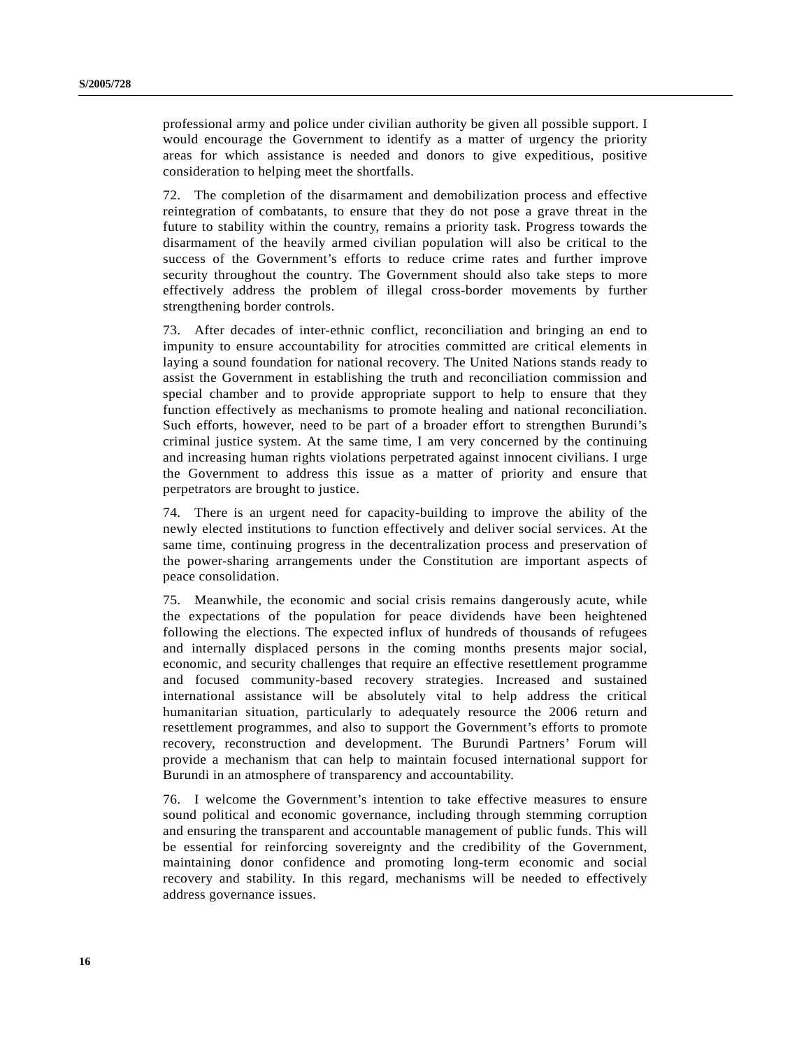professional army and police under civilian authority be given all possible support. I would encourage the Government to identify as a matter of urgency the priority areas for which assistance is needed and donors to give expeditious, positive consideration to helping meet the shortfalls.

72. The completion of the disarmament and demobilization process and effective reintegration of combatants, to ensure that they do not pose a grave threat in the future to stability within the country, remains a priority task. Progress towards the disarmament of the heavily armed civilian population will also be critical to the success of the Government's efforts to reduce crime rates and further improve security throughout the country. The Government should also take steps to more effectively address the problem of illegal cross-border movements by further strengthening border controls.

73. After decades of inter-ethnic conflict, reconciliation and bringing an end to impunity to ensure accountability for atrocities committed are critical elements in laying a sound foundation for national recovery. The United Nations stands ready to assist the Government in establishing the truth and reconciliation commission and special chamber and to provide appropriate support to help to ensure that they function effectively as mechanisms to promote healing and national reconciliation. Such efforts, however, need to be part of a broader effort to strengthen Burundi's criminal justice system. At the same time, I am very concerned by the continuing and increasing human rights violations perpetrated against innocent civilians. I urge the Government to address this issue as a matter of priority and ensure that perpetrators are brought to justice.

74. There is an urgent need for capacity-building to improve the ability of the newly elected institutions to function effectively and deliver social services. At the same time, continuing progress in the decentralization process and preservation of the power-sharing arrangements under the Constitution are important aspects of peace consolidation.

75. Meanwhile, the economic and social crisis remains dangerously acute, while the expectations of the population for peace dividends have been heightened following the elections. The expected influx of hundreds of thousands of refugees and internally displaced persons in the coming months presents major social, economic, and security challenges that require an effective resettlement programme and focused community-based recovery strategies. Increased and sustained international assistance will be absolutely vital to help address the critical humanitarian situation, particularly to adequately resource the 2006 return and resettlement programmes, and also to support the Government's efforts to promote recovery, reconstruction and development. The Burundi Partners' Forum will provide a mechanism that can help to maintain focused international support for Burundi in an atmosphere of transparency and accountability.

76. I welcome the Government's intention to take effective measures to ensure sound political and economic governance, including through stemming corruption and ensuring the transparent and accountable management of public funds. This will be essential for reinforcing sovereignty and the credibility of the Government, maintaining donor confidence and promoting long-term economic and social recovery and stability. In this regard, mechanisms will be needed to effectively address governance issues.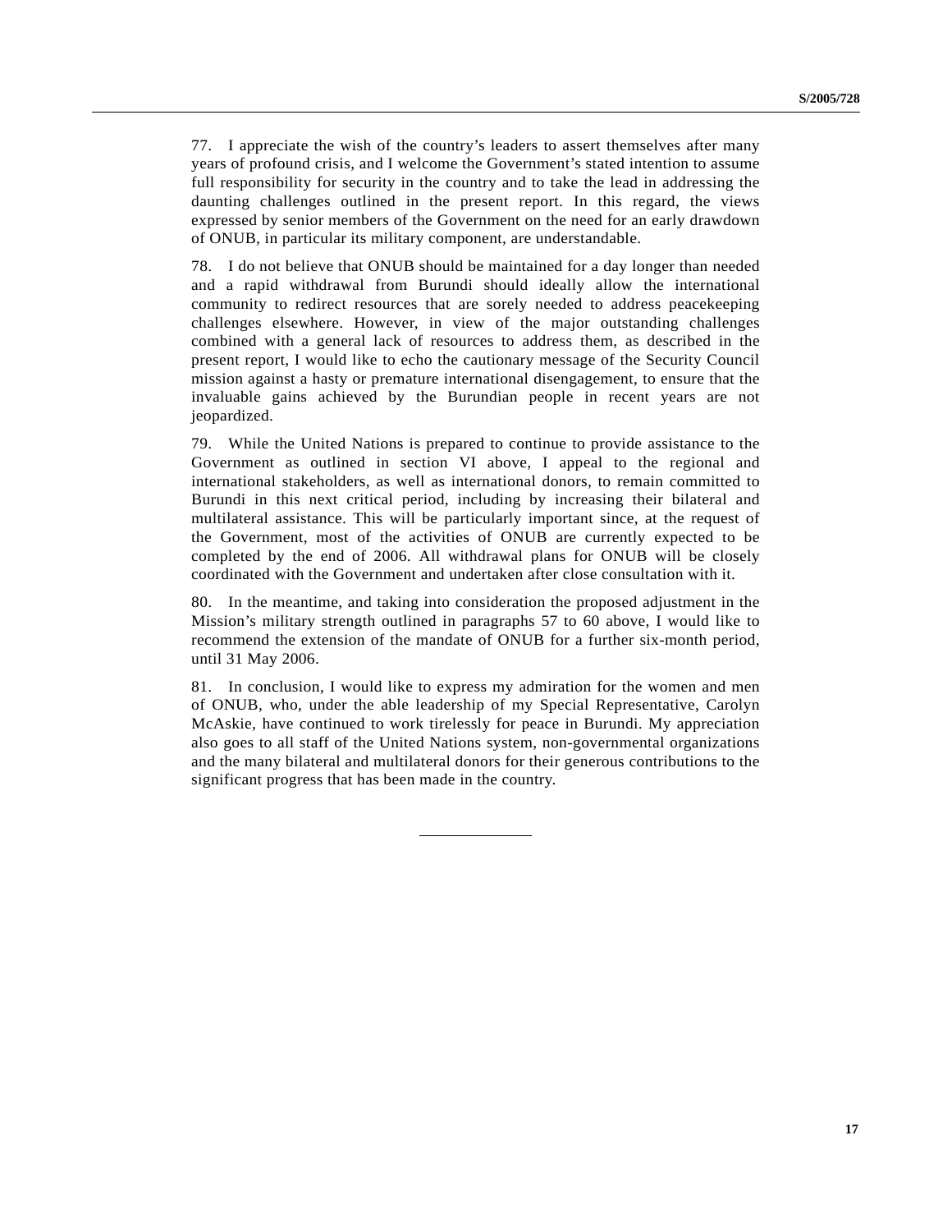77. I appreciate the wish of the country's leaders to assert themselves after many years of profound crisis, and I welcome the Government's stated intention to assume full responsibility for security in the country and to take the lead in addressing the daunting challenges outlined in the present report. In this regard, the views expressed by senior members of the Government on the need for an early drawdown of ONUB, in particular its military component, are understandable.

78. I do not believe that ONUB should be maintained for a day longer than needed and a rapid withdrawal from Burundi should ideally allow the international community to redirect resources that are sorely needed to address peacekeeping challenges elsewhere. However, in view of the major outstanding challenges combined with a general lack of resources to address them, as described in the present report, I would like to echo the cautionary message of the Security Council mission against a hasty or premature international disengagement, to ensure that the invaluable gains achieved by the Burundian people in recent years are not jeopardized.

79. While the United Nations is prepared to continue to provide assistance to the Government as outlined in section VI above, I appeal to the regional and international stakeholders, as well as international donors, to remain committed to Burundi in this next critical period, including by increasing their bilateral and multilateral assistance. This will be particularly important since, at the request of the Government, most of the activities of ONUB are currently expected to be completed by the end of 2006. All withdrawal plans for ONUB will be closely coordinated with the Government and undertaken after close consultation with it.

80. In the meantime, and taking into consideration the proposed adjustment in the Mission's military strength outlined in paragraphs 57 to 60 above, I would like to recommend the extension of the mandate of ONUB for a further six-month period, until 31 May 2006.

81. In conclusion, I would like to express my admiration for the women and men of ONUB, who, under the able leadership of my Special Representative, Carolyn McAskie, have continued to work tirelessly for peace in Burundi. My appreciation also goes to all staff of the United Nations system, non-governmental organizations and the many bilateral and multilateral donors for their generous contributions to the significant progress that has been made in the country.